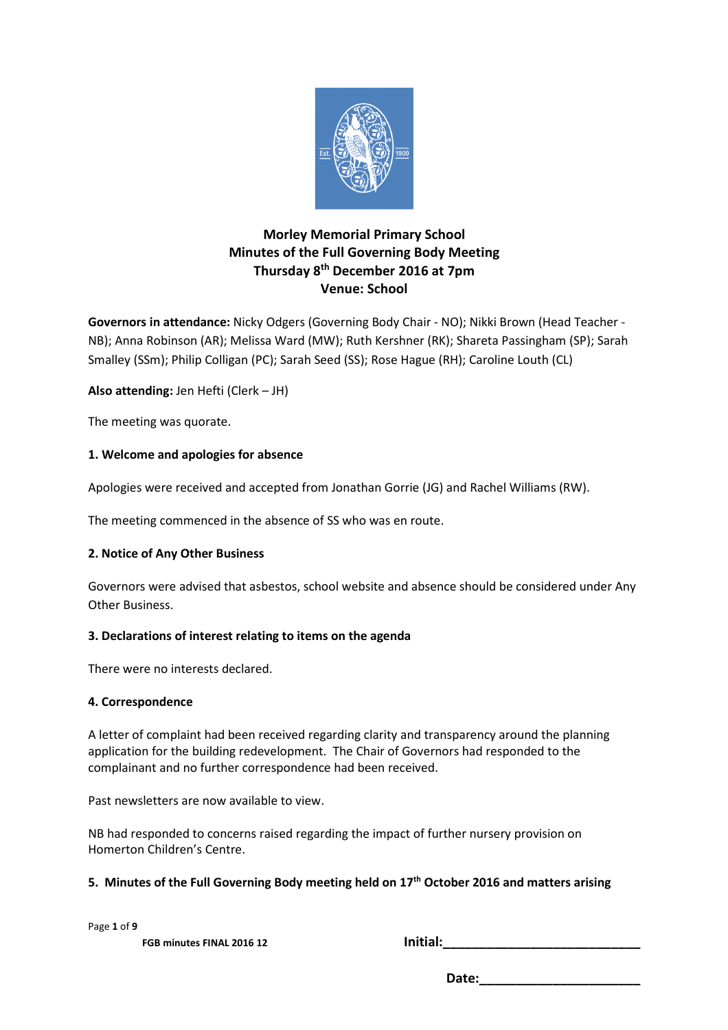# Morley Memorial Primary School
## Minutes of the Full Governing Body Meeting
## Thursday 8th December 2016 at 7pm
## Venue: School

**Governors in attendance:** Nicky Odgers (Governing Body Chair - NO); Nikki Brown (Head Teacher - NB); Anna Robinson (AR); Melissa Ward (MW); Ruth Kershner (RK); Shareta Passingham (SP); Sarah Smalley (SSm); Philip Colligan (PC); Sarah Seed (SS); Rose Hague (RH); Caroline Louth (CL)

**Also attending:** Jen Hefti (Clerk – JH)

The meeting was quorate.

### 1. Welcome and apologies for absence

Apologies were received and accepted from Jonathan Gorrie (JG) and Rachel Williams (RW).

The meeting commenced in the absence of SS who was en route.

### 2. Notice of Any Other Business

Governors were advised that asbestos, school website and absence should be considered under Any Other Business.

### 3. Declarations of interest relating to items on the agenda

There were no interests declared.

### 4. Correspondence

A letter of complaint had been received regarding clarity and transparency around the planning application for the building redevelopment. The Chair of Governors had responded to the complainant and no further correspondence had been received.

Past newsletters are now available to view.

NB had responded to concerns raised regarding the impact of further nursery provision on Homerton Children's Centre.

### 5. Minutes of the Full Governing Body meeting held on 17th October 2016 and matters arising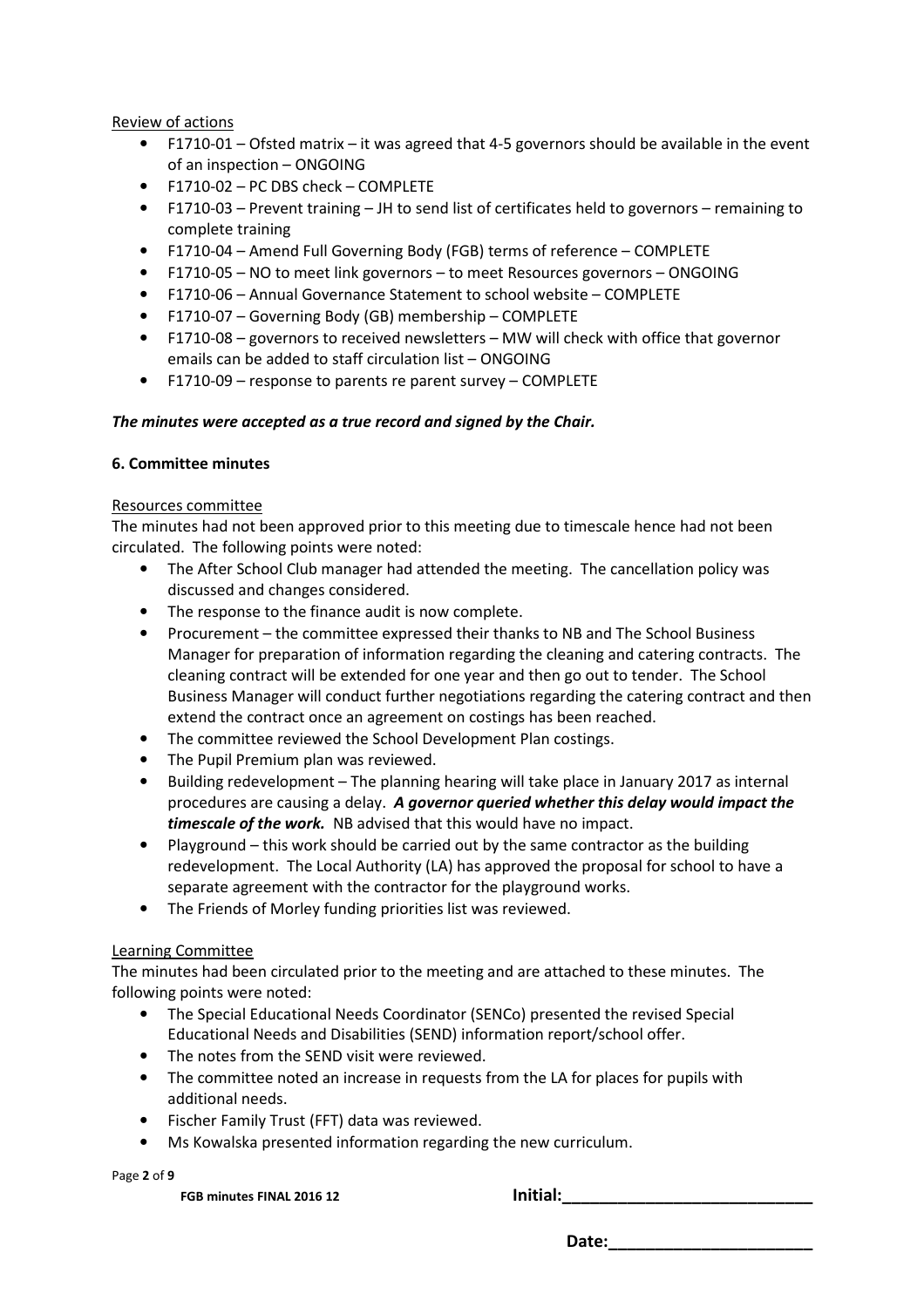Review of actions

- F1710-01 – Ofsted matrix – it was agreed that 4-5 governors should be available in the event of an inspection – ONGOING
- F1710-02 – PC DBS check – COMPLETE
- F1710-03 – Prevent training – JH to send list of certificates held to governors – remaining to complete training
- F1710-04 – Amend Full Governing Body (FGB) terms of reference – COMPLETE
- F1710-05 – NO to meet link governors – to meet Resources governors – ONGOING
- F1710-06 – Annual Governance Statement to school website – COMPLETE
- F1710-07 – Governing Body (GB) membership – COMPLETE
- F1710-08 – governors to received newsletters – MW will check with office that governor emails can be added to staff circulation list – ONGOING
- F1710-09 – response to parents re parent survey – COMPLETE

***The minutes were accepted as a true record and signed by the Chair.***

**6. Committee minutes**

Resources committee

The minutes had not been approved prior to this meeting due to timescale hence had not been circulated. The following points were noted:

- The After School Club manager had attended the meeting. The cancellation policy was discussed and changes considered.
- The response to the finance audit is now complete.
- Procurement – the committee expressed their thanks to NB and The School Business Manager for preparation of information regarding the cleaning and catering contracts. The cleaning contract will be extended for one year and then go out to tender. The School Business Manager will conduct further negotiations regarding the catering contract and then extend the contract once an agreement on costings has been reached.
- The committee reviewed the School Development Plan costings.
- The Pupil Premium plan was reviewed.
- Building redevelopment – The planning hearing will take place in January 2017 as internal procedures are causing a delay. ***A governor queried whether this delay would impact the timescale of the work.*** NB advised that this would have no impact.
- Playground – this work should be carried out by the same contractor as the building redevelopment. The Local Authority (LA) has approved the proposal for school to have a separate agreement with the contractor for the playground works.
- The Friends of Morley funding priorities list was reviewed.

Learning Committee

The minutes had been circulated prior to the meeting and are attached to these minutes. The following points were noted:

- The Special Educational Needs Coordinator (SENCo) presented the revised Special Educational Needs and Disabilities (SEND) information report/school offer.
- The notes from the SEND visit were reviewed.
- The committee noted an increase in requests from the LA for places for pupils with additional needs.
- Fischer Family Trust (FFT) data was reviewed.
- Ms Kowalska presented information regarding the new curriculum.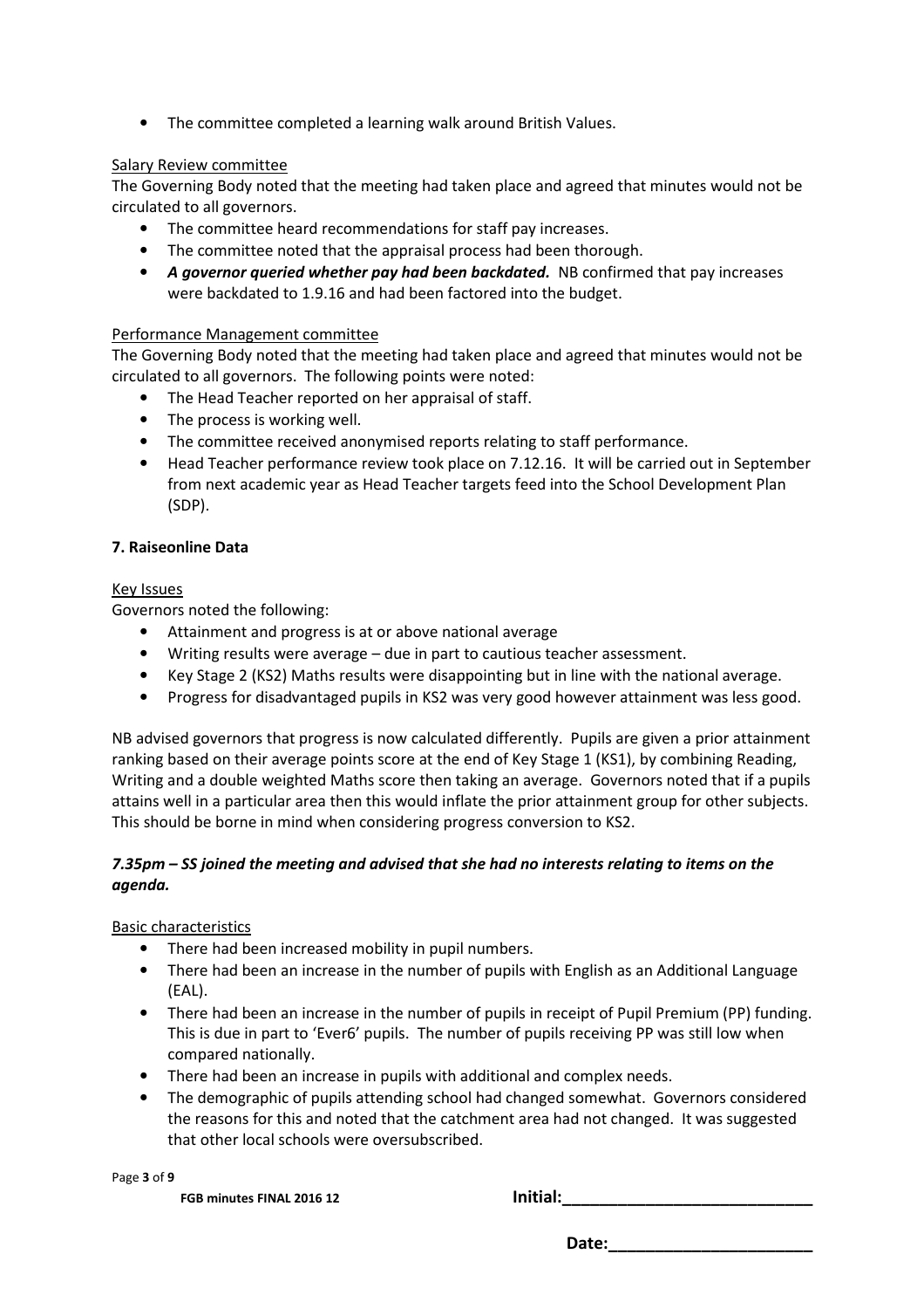- The committee completed a learning walk around British Values.

Salary Review committee

The Governing Body noted that the meeting had taken place and agreed that minutes would not be circulated to all governors.

- The committee heard recommendations for staff pay increases.
- The committee noted that the appraisal process had been thorough.
- ***A governor queried whether pay had been backdated.*** NB confirmed that pay increases were backdated to 1.9.16 and had been factored into the budget.

Performance Management committee

The Governing Body noted that the meeting had taken place and agreed that minutes would not be circulated to all governors. The following points were noted:

- The Head Teacher reported on her appraisal of staff.
- The process is working well.
- The committee received anonymised reports relating to staff performance.
- Head Teacher performance review took place on 7.12.16. It will be carried out in September from next academic year as Head Teacher targets feed into the School Development Plan (SDP).

**7. Raiseonline Data**

Key Issues

Governors noted the following:

- Attainment and progress is at or above national average
- Writing results were average – due in part to cautious teacher assessment.
- Key Stage 2 (KS2) Maths results were disappointing but in line with the national average.
- Progress for disadvantaged pupils in KS2 was very good however attainment was less good.

NB advised governors that progress is now calculated differently. Pupils are given a prior attainment ranking based on their average points score at the end of Key Stage 1 (KS1), by combining Reading, Writing and a double weighted Maths score then taking an average. Governors noted that if a pupils attains well in a particular area then this would inflate the prior attainment group for other subjects. This should be borne in mind when considering progress conversion to KS2.

***7.35pm – SS joined the meeting and advised that she had no interests relating to items on the agenda.***

Basic characteristics

- There had been increased mobility in pupil numbers.
- There had been an increase in the number of pupils with English as an Additional Language (EAL).
- There had been an increase in the number of pupils in receipt of Pupil Premium (PP) funding. This is due in part to 'Ever6' pupils. The number of pupils receiving PP was still low when compared nationally.
- There had been an increase in pupils with additional and complex needs.
- The demographic of pupils attending school had changed somewhat. Governors considered the reasons for this and noted that the catchment area had not changed. It was suggested that other local schools were oversubscribed.

**FGB minutes FINAL 2016 12** **Initial:\_\_\_\_\_\_\_\_\_\_\_\_\_\_\_\_\_\_\_\_\_\_\_\_\_\_**

**Date:\_\_\_\_\_\_\_\_\_\_\_\_\_\_\_\_\_\_\_\_\_\_**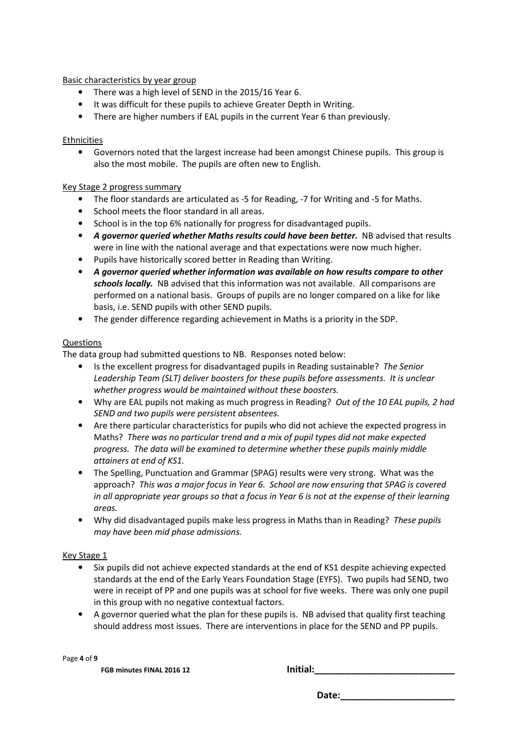Basic characteristics by year group

- There was a high level of SEND in the 2015/16 Year 6.
- It was difficult for these pupils to achieve Greater Depth in Writing.
- There are higher numbers if EAL pupils in the current Year 6 than previously.

Ethnicities

- Governors noted that the largest increase had been amongst Chinese pupils. This group is also the most mobile. The pupils are often new to English.

Key Stage 2 progress summary

- The floor standards are articulated as -5 for Reading, -7 for Writing and -5 for Maths.
- School meets the floor standard in all areas.
- School is in the top 6% nationally for progress for disadvantaged pupils.
- ***A governor queried whether Maths results could have been better.*** NB advised that results were in line with the national average and that expectations were now much higher.
- Pupils have historically scored better in Reading than Writing.
- ***A governor queried whether information was available on how results compare to other schools locally.*** NB advised that this information was not available. All comparisons are performed on a national basis. Groups of pupils are no longer compared on a like for like basis, i.e. SEND pupils with other SEND pupils.
- The gender difference regarding achievement in Maths is a priority in the SDP.

Questions

The data group had submitted questions to NB. Responses noted below:

- Is the excellent progress for disadvantaged pupils in Reading sustainable? *The Senior Leadership Team (SLT) deliver boosters for these pupils before assessments. It is unclear whether progress would be maintained without these boosters.*
- Why are EAL pupils not making as much progress in Reading? *Out of the 10 EAL pupils, 2 had SEND and two pupils were persistent absentees.*
- Are there particular characteristics for pupils who did not achieve the expected progress in Maths? *There was no particular trend and a mix of pupil types did not make expected progress. The data will be examined to determine whether these pupils mainly middle attainers at end of KS1.*
- The Spelling, Punctuation and Grammar (SPAG) results were very strong. What was the approach? *This was a major focus in Year 6. School are now ensuring that SPAG is covered in all appropriate year groups so that a focus in Year 6 is not at the expense of their learning areas.*
- Why did disadvantaged pupils make less progress in Maths than in Reading? *These pupils may have been mid phase admissions.*

Key Stage 1

- Six pupils did not achieve expected standards at the end of KS1 despite achieving expected standards at the end of the Early Years Foundation Stage (EYFS). Two pupils had SEND, two were in receipt of PP and one pupils was at school for five weeks. There was only one pupil in this group with no negative contextual factors.
- A governor queried what the plan for these pupils is. NB advised that quality first teaching should address most issues. There are interventions in place for the SEND and PP pupils.

FGB minutes FINAL 2016 12 Initial:\_\_\_\_\_\_\_\_\_\_\_\_\_\_\_\_\_\_\_\_\_\_\_\_\_\_

Date:\_\_\_\_\_\_\_\_\_\_\_\_\_\_\_\_\_\_\_\_\_\_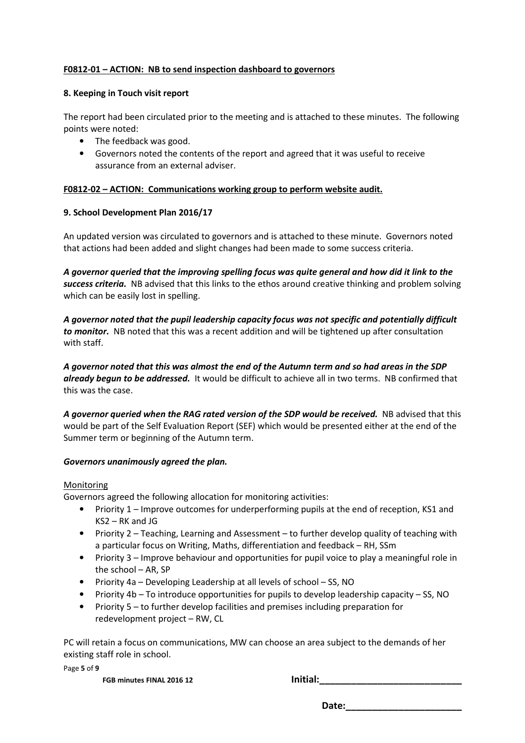**F0812-01 – ACTION: NB to send inspection dashboard to governors**

**8. Keeping in Touch visit report**

The report had been circulated prior to the meeting and is attached to these minutes. The following points were noted:

- The feedback was good.
- Governors noted the contents of the report and agreed that it was useful to receive assurance from an external adviser.

**F0812-02 – ACTION: Communications working group to perform website audit.**

**9. School Development Plan 2016/17**

An updated version was circulated to governors and is attached to these minute. Governors noted that actions had been added and slight changes had been made to some success criteria.

***A governor queried that the improving spelling focus was quite general and how did it link to the success criteria.*** NB advised that this links to the ethos around creative thinking and problem solving which can be easily lost in spelling.

***A governor noted that the pupil leadership capacity focus was not specific and potentially difficult to monitor.*** NB noted that this was a recent addition and will be tightened up after consultation with staff.

***A governor noted that this was almost the end of the Autumn term and so had areas in the SDP already begun to be addressed.*** It would be difficult to achieve all in two terms. NB confirmed that this was the case.

***A governor queried when the RAG rated version of the SDP would be received.*** NB advised that this would be part of the Self Evaluation Report (SEF) which would be presented either at the end of the Summer term or beginning of the Autumn term.

***Governors unanimously agreed the plan.***

Monitoring

Governors agreed the following allocation for monitoring activities:

- Priority 1 – Improve outcomes for underperforming pupils at the end of reception, KS1 and KS2 – RK and JG
- Priority 2 – Teaching, Learning and Assessment – to further develop quality of teaching with a particular focus on Writing, Maths, differentiation and feedback – RH, SSm
- Priority 3 – Improve behaviour and opportunities for pupil voice to play a meaningful role in the school – AR, SP
- Priority 4a – Developing Leadership at all levels of school – SS, NO
- Priority 4b – To introduce opportunities for pupils to develop leadership capacity – SS, NO
- Priority 5 – to further develop facilities and premises including preparation for redevelopment project – RW, CL

PC will retain a focus on communications, MW can choose an area subject to the demands of her existing staff role in school.

FGB minutes FINAL 2016 12 **Initial:\_\_\_\_\_\_\_\_\_\_\_\_\_\_\_\_\_\_\_\_\_\_\_\_\_\_**

**Date:\_\_\_\_\_\_\_\_\_\_\_\_\_\_\_\_\_\_\_\_\_\_**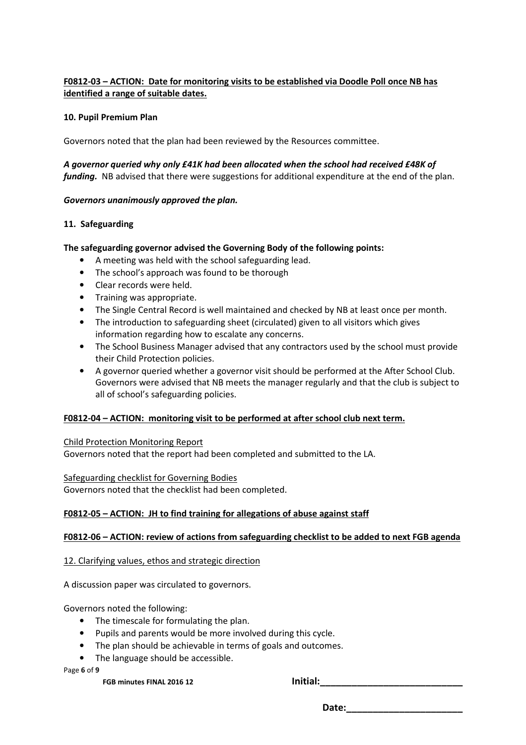**F0812-03 – ACTION: Date for monitoring visits to be established via Doodle Poll once NB has identified a range of suitable dates.**

**10. Pupil Premium Plan**

Governors noted that the plan had been reviewed by the Resources committee.

***A governor queried why only £41K had been allocated when the school had received £48K of funding.*** NB advised that there were suggestions for additional expenditure at the end of the plan.

***Governors unanimously approved the plan.***

**11. Safeguarding**

**The safeguarding governor advised the Governing Body of the following points:**

- A meeting was held with the school safeguarding lead.
- The school's approach was found to be thorough
- Clear records were held.
- Training was appropriate.
- The Single Central Record is well maintained and checked by NB at least once per month.
- The introduction to safeguarding sheet (circulated) given to all visitors which gives information regarding how to escalate any concerns.
- The School Business Manager advised that any contractors used by the school must provide their Child Protection policies.
- A governor queried whether a governor visit should be performed at the After School Club. Governors were advised that NB meets the manager regularly and that the club is subject to all of school's safeguarding policies.

**F0812-04 – ACTION: monitoring visit to be performed at after school club next term.**

Child Protection Monitoring Report

Governors noted that the report had been completed and submitted to the LA.

Safeguarding checklist for Governing Bodies

Governors noted that the checklist had been completed.

**F0812-05 – ACTION: JH to find training for allegations of abuse against staff**

**F0812-06 – ACTION: review of actions from safeguarding checklist to be added to next FGB agenda**

12. Clarifying values, ethos and strategic direction

A discussion paper was circulated to governors.

Governors noted the following:

- The timescale for formulating the plan.
- Pupils and parents would be more involved during this cycle.
- The plan should be achievable in terms of goals and outcomes.
- The language should be accessible.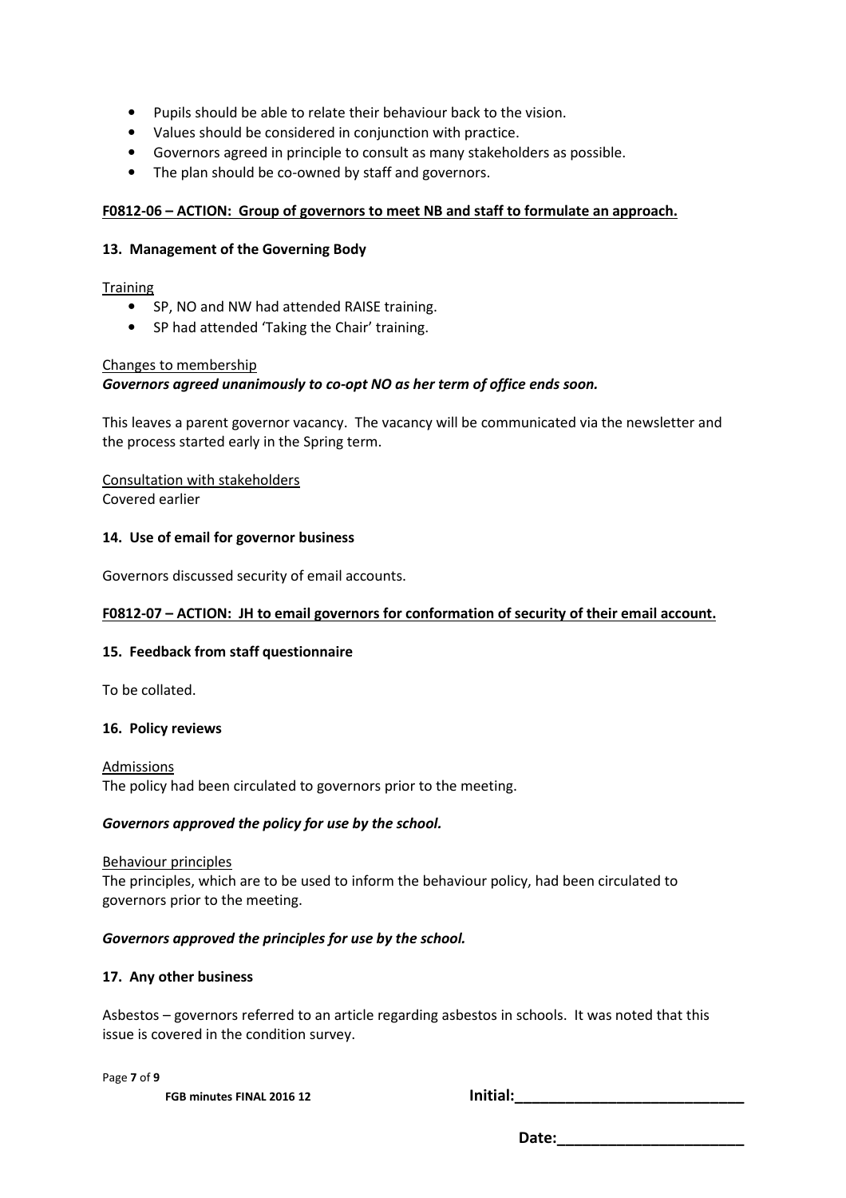- Pupils should be able to relate their behaviour back to the vision.
- Values should be considered in conjunction with practice.
- Governors agreed in principle to consult as many stakeholders as possible.
- The plan should be co-owned by staff and governors.

**F0812-06 – ACTION: Group of governors to meet NB and staff to formulate an approach.**

### 13. Management of the Governing Body

Training

- SP, NO and NW had attended RAISE training.
- SP had attended 'Taking the Chair' training.

Changes to membership

***Governors agreed unanimously to co-opt NO as her term of office ends soon.***

This leaves a parent governor vacancy. The vacancy will be communicated via the newsletter and the process started early in the Spring term.

Consultation with stakeholders
Covered earlier

### 14. Use of email for governor business

Governors discussed security of email accounts.

**F0812-07 – ACTION: JH to email governors for conformation of security of their email account.**

### 15. Feedback from staff questionnaire

To be collated.

### 16. Policy reviews

Admissions
The policy had been circulated to governors prior to the meeting.

***Governors approved the policy for use by the school.***

Behaviour principles
The principles, which are to be used to inform the behaviour policy, had been circulated to governors prior to the meeting.

***Governors approved the principles for use by the school.***

### 17. Any other business

Asbestos – governors referred to an article regarding asbestos in schools. It was noted that this issue is covered in the condition survey.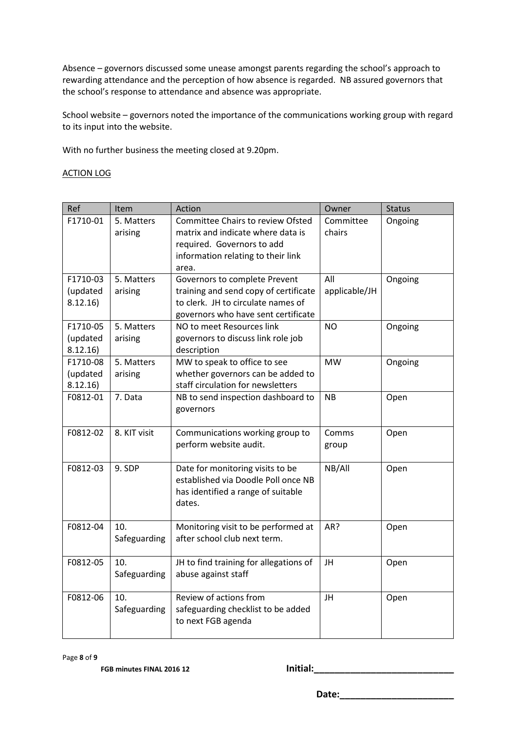Absence – governors discussed some unease amongst parents regarding the school's approach to rewarding attendance and the perception of how absence is regarded. NB assured governors that the school's response to attendance and absence was appropriate.

School website – governors noted the importance of the communications working group with regard to its input into the website.

With no further business the meeting closed at 9.20pm.

ACTION LOG

| Ref | Item | Action | Owner | Status |
|---|---|---|---|---|
| F1710-01 | 5. Matters arising | Committee Chairs to review Ofsted matrix and indicate where data is required. Governors to add information relating to their link area. | Committee chairs | Ongoing |
| F1710-03 (updated 8.12.16) | 5. Matters arising | Governors to complete Prevent training and send copy of certificate to clerk. JH to circulate names of governors who have sent certificate | All applicable/JH | Ongoing |
| F1710-05 (updated 8.12.16) | 5. Matters arising | NO to meet Resources link governors to discuss link role job description | NO | Ongoing |
| F1710-08 (updated 8.12.16) | 5. Matters arising | MW to speak to office to see whether governors can be added to staff circulation for newsletters | MW | Ongoing |
| F0812-01 | 7. Data | NB to send inspection dashboard to governors | NB | Open |
| F0812-02 | 8. KIT visit | Communications working group to perform website audit. | Comms group | Open |
| F0812-03 | 9. SDP | Date for monitoring visits to be established via Doodle Poll once NB has identified a range of suitable dates. | NB/All | Open |
| F0812-04 | 10. Safeguarding | Monitoring visit to be performed at after school club next term. | AR? | Open |
| F0812-05 | 10. Safeguarding | JH to find training for allegations of abuse against staff | JH | Open |
| F0812-06 | 10. Safeguarding | Review of actions from safeguarding checklist to be added to next FGB agenda | JH | Open |

FGB minutes FINAL 2016 12

Initial:\_\_\_\_\_\_\_\_\_\_\_\_\_\_\_\_\_\_\_\_\_\_\_\_\_\_

Date:\_\_\_\_\_\_\_\_\_\_\_\_\_\_\_\_\_\_\_\_\_\_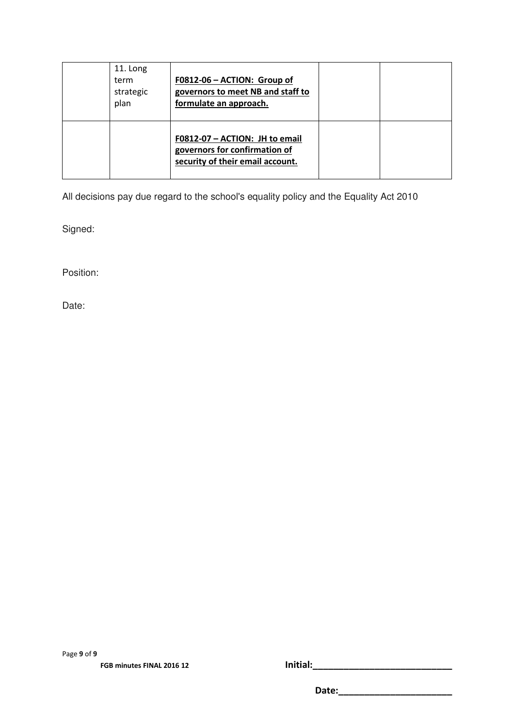| | | | | |
|---|---|---|---|---|
| | 11. Long term strategic plan | **F0812-06 – ACTION: Group of governors to meet NB and staff to formulate an approach.** | | |
| | | **F0812-07 – ACTION: JH to email governors for confirmation of security of their email account.** | | |

All decisions pay due regard to the school's equality policy and the Equality Act 2010

Signed:

Position:

Date: